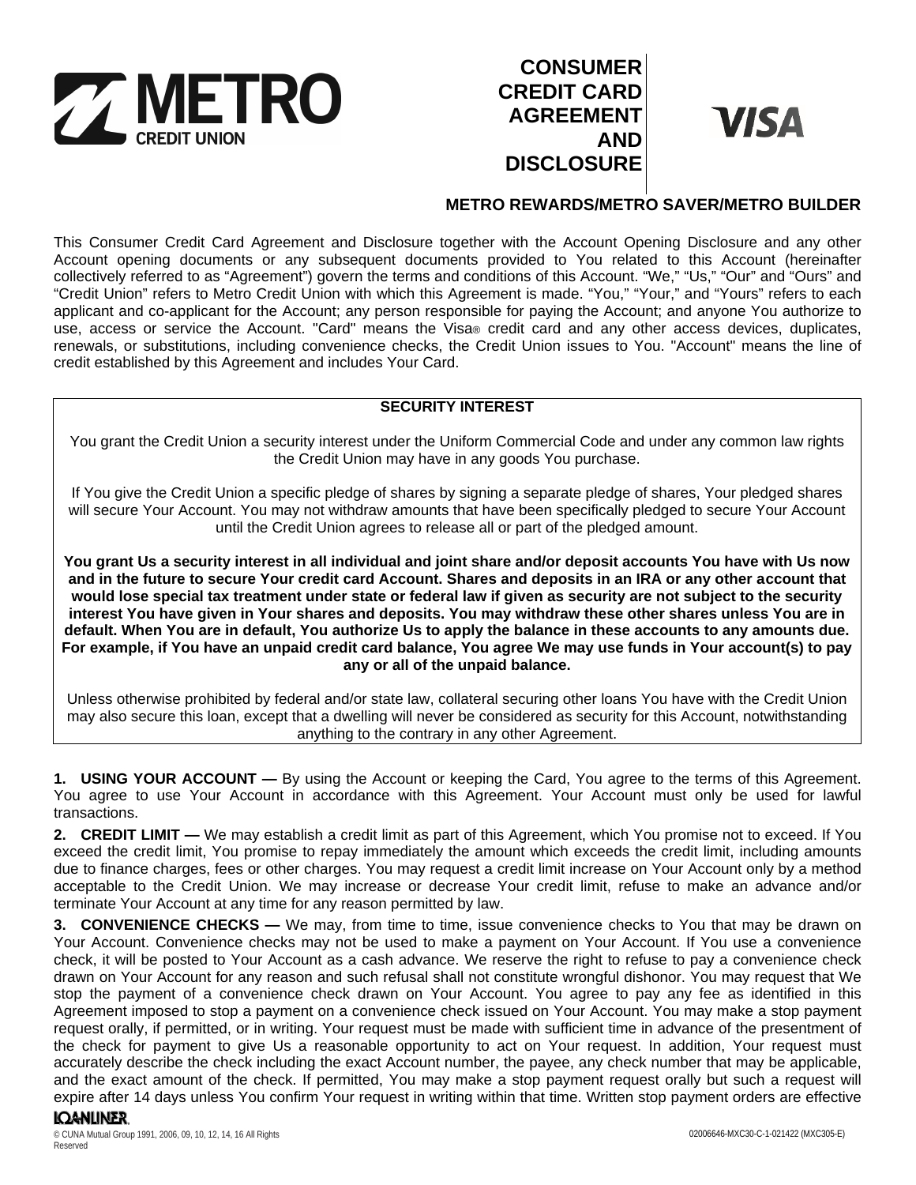# METRO CREDIT UNION

# CONSUMER CREDIT CARD AGREEMENT AND DISCLOSURE

VISA

## METRO REWARDS/METRO SAVER/METRO BUILDER

This Consumer Credit Card Agreement and Disclosure together with the Account Opening Disclosure and any other Account opening documents or any subsequent documents provided to You related to this Account (hereinafter collectively referred to as "Agreement") govern the terms and conditions of this Account. "We," "Us," "Our" and "Ours" and "Credit Union" refers to Metro Credit Union with which this Agreement is made. "You," "Your," and "Yours" refers to each applicant and co-applicant for the Account; any person responsible for paying the Account; and anyone You authorize to use, access or service the Account. "Card" means the Visa® credit card and any other access devices, duplicates, renewals, or substitutions, including convenience checks, the Credit Union issues to You. "Account" means the line of credit established by this Agreement and includes Your Card.

**SECURITY INTEREST**

You grant the Credit Union a security interest under the Uniform Commercial Code and under any common law rights the Credit Union may have in any goods You purchase.

If You give the Credit Union a specific pledge of shares by signing a separate pledge of shares, Your pledged shares will secure Your Account. You may not withdraw amounts that have been specifically pledged to secure Your Account until the Credit Union agrees to release all or part of the pledged amount.

**You grant Us a security interest in all individual and joint share and/or deposit accounts You have with Us now and in the future to secure Your credit card Account. Shares and deposits in an IRA or any other account that would lose special tax treatment under state or federal law if given as security are not subject to the security interest You have given in Your shares and deposits. You may withdraw these other shares unless You are in default. When You are in default, You authorize Us to apply the balance in these accounts to any amounts due. For example, if You have an unpaid credit card balance, You agree We may use funds in Your account(s) to pay any or all of the unpaid balance.**

Unless otherwise prohibited by federal and/or state law, collateral securing other loans You have with the Credit Union may also secure this loan, except that a dwelling will never be considered as security for this Account, notwithstanding anything to the contrary in any other Agreement.

**1. USING YOUR ACCOUNT —** By using the Account or keeping the Card, You agree to the terms of this Agreement. You agree to use Your Account in accordance with this Agreement. Your Account must only be used for lawful transactions.

**2. CREDIT LIMIT —** We may establish a credit limit as part of this Agreement, which You promise not to exceed. If You exceed the credit limit, You promise to repay immediately the amount which exceeds the credit limit, including amounts due to finance charges, fees or other charges. You may request a credit limit increase on Your Account only by a method acceptable to the Credit Union. We may increase or decrease Your credit limit, refuse to make an advance and/or terminate Your Account at any time for any reason permitted by law.

**3. CONVENIENCE CHECKS —** We may, from time to time, issue convenience checks to You that may be drawn on Your Account. Convenience checks may not be used to make a payment on Your Account. If You use a convenience check, it will be posted to Your Account as a cash advance. We reserve the right to refuse to pay a convenience check drawn on Your Account for any reason and such refusal shall not constitute wrongful dishonor. You may request that We stop the payment of a convenience check drawn on Your Account. You agree to pay any fee as identified in this Agreement imposed to stop a payment on a convenience check issued on Your Account. You may make a stop payment request orally, if permitted, or in writing. Your request must be made with sufficient time in advance of the presentment of the check for payment to give Us a reasonable opportunity to act on Your request. In addition, Your request must accurately describe the check including the exact Account number, the payee, any check number that may be applicable, and the exact amount of the check. If permitted, You may make a stop payment request orally but such a request will expire after 14 days unless You confirm Your request in writing within that time. Written stop payment orders are effective

© CUNA Mutual Group 1991, 2006, 09, 10, 12, 14, 16 All Rights Reserved

02006646-MXC30-C-1-021422 (MXC305-E)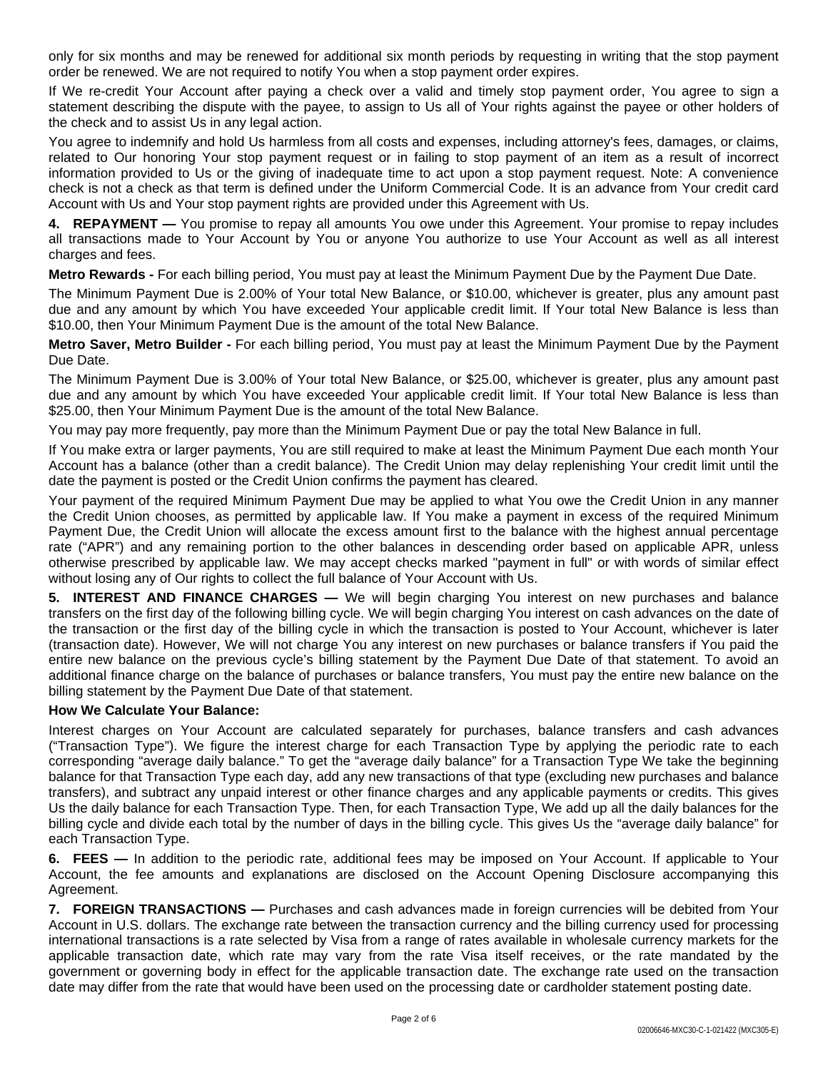only for six months and may be renewed for additional six month periods by requesting in writing that the stop payment order be renewed. We are not required to notify You when a stop payment order expires.

If We re-credit Your Account after paying a check over a valid and timely stop payment order, You agree to sign a statement describing the dispute with the payee, to assign to Us all of Your rights against the payee or other holders of the check and to assist Us in any legal action.

You agree to indemnify and hold Us harmless from all costs and expenses, including attorney's fees, damages, or claims, related to Our honoring Your stop payment request or in failing to stop payment of an item as a result of incorrect information provided to Us or the giving of inadequate time to act upon a stop payment request. Note: A convenience check is not a check as that term is defined under the Uniform Commercial Code. It is an advance from Your credit card Account with Us and Your stop payment rights are provided under this Agreement with Us.

**4. REPAYMENT —** You promise to repay all amounts You owe under this Agreement. Your promise to repay includes all transactions made to Your Account by You or anyone You authorize to use Your Account as well as all interest charges and fees.

**Metro Rewards -** For each billing period, You must pay at least the Minimum Payment Due by the Payment Due Date.

The Minimum Payment Due is 2.00% of Your total New Balance, or $10.00, whichever is greater, plus any amount past due and any amount by which You have exceeded Your applicable credit limit. If Your total New Balance is less than $10.00, then Your Minimum Payment Due is the amount of the total New Balance.

**Metro Saver, Metro Builder -** For each billing period, You must pay at least the Minimum Payment Due by the Payment Due Date.

The Minimum Payment Due is 3.00% of Your total New Balance, or $25.00, whichever is greater, plus any amount past due and any amount by which You have exceeded Your applicable credit limit. If Your total New Balance is less than $25.00, then Your Minimum Payment Due is the amount of the total New Balance.

You may pay more frequently, pay more than the Minimum Payment Due or pay the total New Balance in full.

If You make extra or larger payments, You are still required to make at least the Minimum Payment Due each month Your Account has a balance (other than a credit balance). The Credit Union may delay replenishing Your credit limit until the date the payment is posted or the Credit Union confirms the payment has cleared.

Your payment of the required Minimum Payment Due may be applied to what You owe the Credit Union in any manner the Credit Union chooses, as permitted by applicable law. If You make a payment in excess of the required Minimum Payment Due, the Credit Union will allocate the excess amount first to the balance with the highest annual percentage rate ("APR") and any remaining portion to the other balances in descending order based on applicable APR, unless otherwise prescribed by applicable law. We may accept checks marked "payment in full" or with words of similar effect without losing any of Our rights to collect the full balance of Your Account with Us.

**5. INTEREST AND FINANCE CHARGES —** We will begin charging You interest on new purchases and balance transfers on the first day of the following billing cycle. We will begin charging You interest on cash advances on the date of the transaction or the first day of the billing cycle in which the transaction is posted to Your Account, whichever is later (transaction date). However, We will not charge You any interest on new purchases or balance transfers if You paid the entire new balance on the previous cycle's billing statement by the Payment Due Date of that statement. To avoid an additional finance charge on the balance of purchases or balance transfers, You must pay the entire new balance on the billing statement by the Payment Due Date of that statement.

**How We Calculate Your Balance:**

Interest charges on Your Account are calculated separately for purchases, balance transfers and cash advances ("Transaction Type"). We figure the interest charge for each Transaction Type by applying the periodic rate to each corresponding "average daily balance." To get the "average daily balance" for a Transaction Type We take the beginning balance for that Transaction Type each day, add any new transactions of that type (excluding new purchases and balance transfers), and subtract any unpaid interest or other finance charges and any applicable payments or credits. This gives Us the daily balance for each Transaction Type. Then, for each Transaction Type, We add up all the daily balances for the billing cycle and divide each total by the number of days in the billing cycle. This gives Us the "average daily balance" for each Transaction Type.

**6. FEES —** In addition to the periodic rate, additional fees may be imposed on Your Account. If applicable to Your Account, the fee amounts and explanations are disclosed on the Account Opening Disclosure accompanying this Agreement.

**7. FOREIGN TRANSACTIONS —** Purchases and cash advances made in foreign currencies will be debited from Your Account in U.S. dollars. The exchange rate between the transaction currency and the billing currency used for processing international transactions is a rate selected by Visa from a range of rates available in wholesale currency markets for the applicable transaction date, which rate may vary from the rate Visa itself receives, or the rate mandated by the government or governing body in effect for the applicable transaction date. The exchange rate used on the transaction date may differ from the rate that would have been used on the processing date or cardholder statement posting date.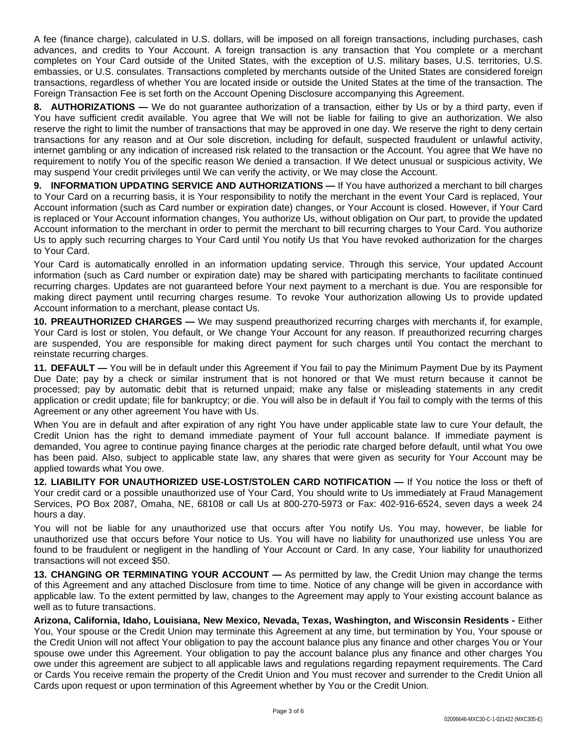A fee (finance charge), calculated in U.S. dollars, will be imposed on all foreign transactions, including purchases, cash advances, and credits to Your Account. A foreign transaction is any transaction that You complete or a merchant completes on Your Card outside of the United States, with the exception of U.S. military bases, U.S. territories, U.S. embassies, or U.S. consulates. Transactions completed by merchants outside of the United States are considered foreign transactions, regardless of whether You are located inside or outside the United States at the time of the transaction. The Foreign Transaction Fee is set forth on the Account Opening Disclosure accompanying this Agreement.

**8. AUTHORIZATIONS —** We do not guarantee authorization of a transaction, either by Us or by a third party, even if You have sufficient credit available. You agree that We will not be liable for failing to give an authorization. We also reserve the right to limit the number of transactions that may be approved in one day. We reserve the right to deny certain transactions for any reason and at Our sole discretion, including for default, suspected fraudulent or unlawful activity, internet gambling or any indication of increased risk related to the transaction or the Account. You agree that We have no requirement to notify You of the specific reason We denied a transaction. If We detect unusual or suspicious activity, We may suspend Your credit privileges until We can verify the activity, or We may close the Account.

**9. INFORMATION UPDATING SERVICE AND AUTHORIZATIONS —** If You have authorized a merchant to bill charges to Your Card on a recurring basis, it is Your responsibility to notify the merchant in the event Your Card is replaced, Your Account information (such as Card number or expiration date) changes, or Your Account is closed. However, if Your Card is replaced or Your Account information changes, You authorize Us, without obligation on Our part, to provide the updated Account information to the merchant in order to permit the merchant to bill recurring charges to Your Card. You authorize Us to apply such recurring charges to Your Card until You notify Us that You have revoked authorization for the charges to Your Card.

Your Card is automatically enrolled in an information updating service. Through this service, Your updated Account information (such as Card number or expiration date) may be shared with participating merchants to facilitate continued recurring charges. Updates are not guaranteed before Your next payment to a merchant is due. You are responsible for making direct payment until recurring charges resume. To revoke Your authorization allowing Us to provide updated Account information to a merchant, please contact Us.

**10. PREAUTHORIZED CHARGES —** We may suspend preauthorized recurring charges with merchants if, for example, Your Card is lost or stolen, You default, or We change Your Account for any reason. If preauthorized recurring charges are suspended, You are responsible for making direct payment for such charges until You contact the merchant to reinstate recurring charges.

**11. DEFAULT —** You will be in default under this Agreement if You fail to pay the Minimum Payment Due by its Payment Due Date; pay by a check or similar instrument that is not honored or that We must return because it cannot be processed; pay by automatic debit that is returned unpaid; make any false or misleading statements in any credit application or credit update; file for bankruptcy; or die. You will also be in default if You fail to comply with the terms of this Agreement or any other agreement You have with Us.

When You are in default and after expiration of any right You have under applicable state law to cure Your default, the Credit Union has the right to demand immediate payment of Your full account balance. If immediate payment is demanded, You agree to continue paying finance charges at the periodic rate charged before default, until what You owe has been paid. Also, subject to applicable state law, any shares that were given as security for Your Account may be applied towards what You owe.

**12. LIABILITY FOR UNAUTHORIZED USE-LOST/STOLEN CARD NOTIFICATION —** If You notice the loss or theft of Your credit card or a possible unauthorized use of Your Card, You should write to Us immediately at Fraud Management Services, PO Box 2087, Omaha, NE, 68108 or call Us at 800-270-5973 or Fax: 402-916-6524, seven days a week 24 hours a day.

You will not be liable for any unauthorized use that occurs after You notify Us. You may, however, be liable for unauthorized use that occurs before Your notice to Us. You will have no liability for unauthorized use unless You are found to be fraudulent or negligent in the handling of Your Account or Card. In any case, Your liability for unauthorized transactions will not exceed $50.

**13. CHANGING OR TERMINATING YOUR ACCOUNT —** As permitted by law, the Credit Union may change the terms of this Agreement and any attached Disclosure from time to time. Notice of any change will be given in accordance with applicable law. To the extent permitted by law, changes to the Agreement may apply to Your existing account balance as well as to future transactions.

**Arizona, California, Idaho, Louisiana, New Mexico, Nevada, Texas, Washington, and Wisconsin Residents -** Either You, Your spouse or the Credit Union may terminate this Agreement at any time, but termination by You, Your spouse or the Credit Union will not affect Your obligation to pay the account balance plus any finance and other charges You or Your spouse owe under this Agreement. Your obligation to pay the account balance plus any finance and other charges You owe under this agreement are subject to all applicable laws and regulations regarding repayment requirements. The Card or Cards You receive remain the property of the Credit Union and You must recover and surrender to the Credit Union all Cards upon request or upon termination of this Agreement whether by You or the Credit Union.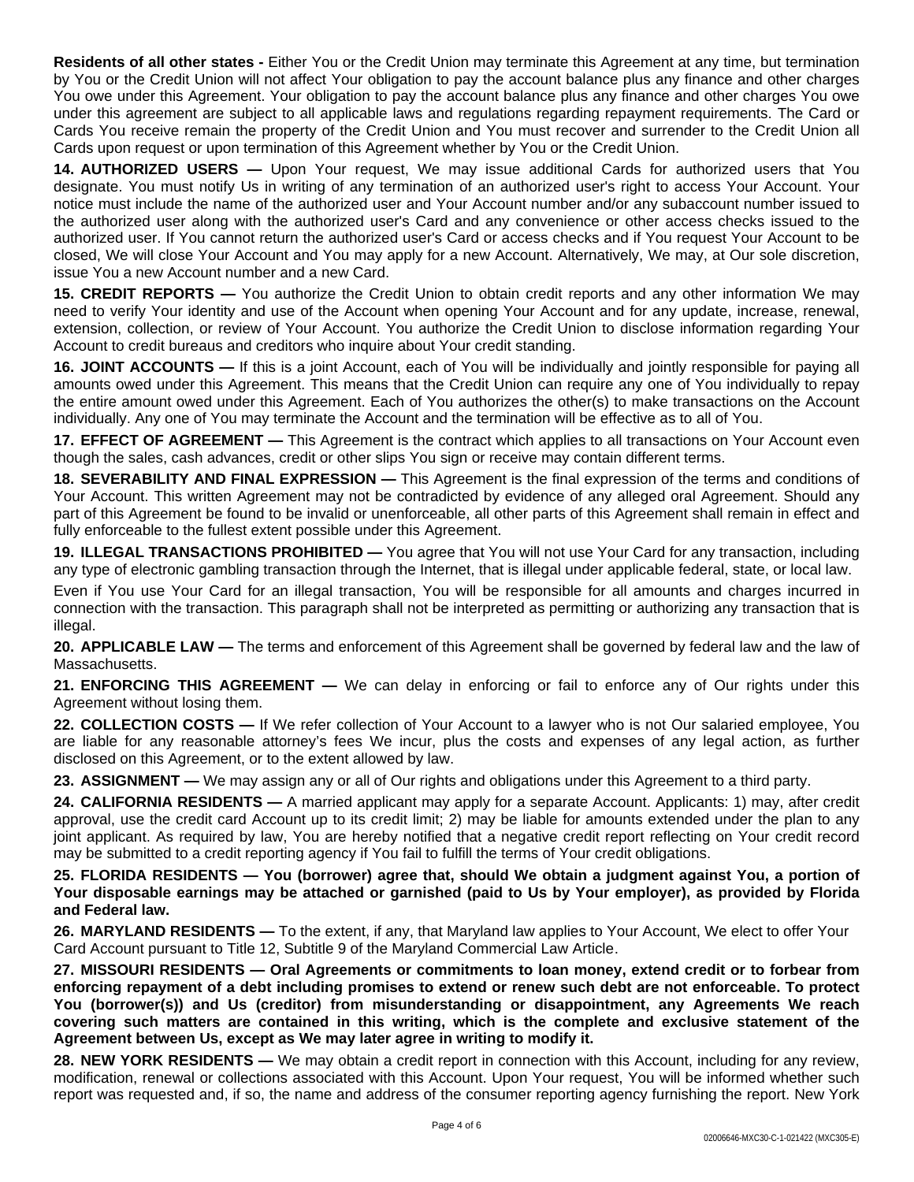**Residents of all other states -** Either You or the Credit Union may terminate this Agreement at any time, but termination by You or the Credit Union will not affect Your obligation to pay the account balance plus any finance and other charges You owe under this Agreement. Your obligation to pay the account balance plus any finance and other charges You owe under this agreement are subject to all applicable laws and regulations regarding repayment requirements. The Card or Cards You receive remain the property of the Credit Union and You must recover and surrender to the Credit Union all Cards upon request or upon termination of this Agreement whether by You or the Credit Union.

**14. AUTHORIZED USERS —** Upon Your request, We may issue additional Cards for authorized users that You designate. You must notify Us in writing of any termination of an authorized user's right to access Your Account. Your notice must include the name of the authorized user and Your Account number and/or any subaccount number issued to the authorized user along with the authorized user's Card and any convenience or other access checks issued to the authorized user. If You cannot return the authorized user's Card or access checks and if You request Your Account to be closed, We will close Your Account and You may apply for a new Account. Alternatively, We may, at Our sole discretion, issue You a new Account number and a new Card.

**15. CREDIT REPORTS —** You authorize the Credit Union to obtain credit reports and any other information We may need to verify Your identity and use of the Account when opening Your Account and for any update, increase, renewal, extension, collection, or review of Your Account. You authorize the Credit Union to disclose information regarding Your Account to credit bureaus and creditors who inquire about Your credit standing.

**16. JOINT ACCOUNTS —** If this is a joint Account, each of You will be individually and jointly responsible for paying all amounts owed under this Agreement. This means that the Credit Union can require any one of You individually to repay the entire amount owed under this Agreement. Each of You authorizes the other(s) to make transactions on the Account individually. Any one of You may terminate the Account and the termination will be effective as to all of You.

**17. EFFECT OF AGREEMENT —** This Agreement is the contract which applies to all transactions on Your Account even though the sales, cash advances, credit or other slips You sign or receive may contain different terms.

**18. SEVERABILITY AND FINAL EXPRESSION —** This Agreement is the final expression of the terms and conditions of Your Account. This written Agreement may not be contradicted by evidence of any alleged oral Agreement. Should any part of this Agreement be found to be invalid or unenforceable, all other parts of this Agreement shall remain in effect and fully enforceable to the fullest extent possible under this Agreement.

**19. ILLEGAL TRANSACTIONS PROHIBITED —** You agree that You will not use Your Card for any transaction, including any type of electronic gambling transaction through the Internet, that is illegal under applicable federal, state, or local law.

Even if You use Your Card for an illegal transaction, You will be responsible for all amounts and charges incurred in connection with the transaction. This paragraph shall not be interpreted as permitting or authorizing any transaction that is illegal.

**20. APPLICABLE LAW —** The terms and enforcement of this Agreement shall be governed by federal law and the law of Massachusetts.

**21. ENFORCING THIS AGREEMENT —** We can delay in enforcing or fail to enforce any of Our rights under this Agreement without losing them.

**22. COLLECTION COSTS —** If We refer collection of Your Account to a lawyer who is not Our salaried employee, You are liable for any reasonable attorney's fees We incur, plus the costs and expenses of any legal action, as further disclosed on this Agreement, or to the extent allowed by law.

**23. ASSIGNMENT —** We may assign any or all of Our rights and obligations under this Agreement to a third party.

**24. CALIFORNIA RESIDENTS —** A married applicant may apply for a separate Account. Applicants: 1) may, after credit approval, use the credit card Account up to its credit limit; 2) may be liable for amounts extended under the plan to any joint applicant. As required by law, You are hereby notified that a negative credit report reflecting on Your credit record may be submitted to a credit reporting agency if You fail to fulfill the terms of Your credit obligations.

**25. FLORIDA RESIDENTS — You (borrower) agree that, should We obtain a judgment against You, a portion of Your disposable earnings may be attached or garnished (paid to Us by Your employer), as provided by Florida and Federal law.**

**26. MARYLAND RESIDENTS —** To the extent, if any, that Maryland law applies to Your Account, We elect to offer Your Card Account pursuant to Title 12, Subtitle 9 of the Maryland Commercial Law Article.

**27. MISSOURI RESIDENTS — Oral Agreements or commitments to loan money, extend credit or to forbear from enforcing repayment of a debt including promises to extend or renew such debt are not enforceable. To protect You (borrower(s)) and Us (creditor) from misunderstanding or disappointment, any Agreements We reach covering such matters are contained in this writing, which is the complete and exclusive statement of the Agreement between Us, except as We may later agree in writing to modify it.**

**28. NEW YORK RESIDENTS —** We may obtain a credit report in connection with this Account, including for any review, modification, renewal or collections associated with this Account. Upon Your request, You will be informed whether such report was requested and, if so, the name and address of the consumer reporting agency furnishing the report. New York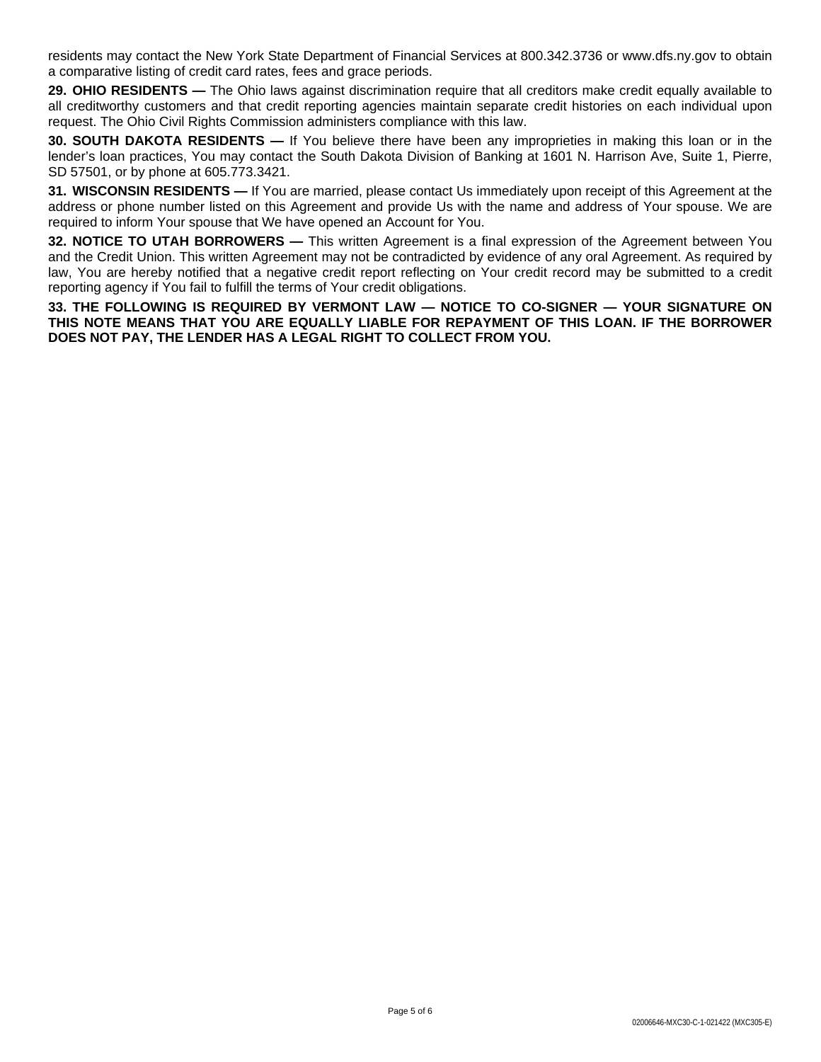residents may contact the New York State Department of Financial Services at 800.342.3736 or www.dfs.ny.gov to obtain a comparative listing of credit card rates, fees and grace periods.

**29. OHIO RESIDENTS —** The Ohio laws against discrimination require that all creditors make credit equally available to all creditworthy customers and that credit reporting agencies maintain separate credit histories on each individual upon request. The Ohio Civil Rights Commission administers compliance with this law.

**30. SOUTH DAKOTA RESIDENTS —** If You believe there have been any improprieties in making this loan or in the lender's loan practices, You may contact the South Dakota Division of Banking at 1601 N. Harrison Ave, Suite 1, Pierre, SD 57501, or by phone at 605.773.3421.

**31. WISCONSIN RESIDENTS —** If You are married, please contact Us immediately upon receipt of this Agreement at the address or phone number listed on this Agreement and provide Us with the name and address of Your spouse. We are required to inform Your spouse that We have opened an Account for You.

**32. NOTICE TO UTAH BORROWERS —** This written Agreement is a final expression of the Agreement between You and the Credit Union. This written Agreement may not be contradicted by evidence of any oral Agreement. As required by law, You are hereby notified that a negative credit report reflecting on Your credit record may be submitted to a credit reporting agency if You fail to fulfill the terms of Your credit obligations.

**33. THE FOLLOWING IS REQUIRED BY VERMONT LAW — NOTICE TO CO-SIGNER — YOUR SIGNATURE ON THIS NOTE MEANS THAT YOU ARE EQUALLY LIABLE FOR REPAYMENT OF THIS LOAN. IF THE BORROWER DOES NOT PAY, THE LENDER HAS A LEGAL RIGHT TO COLLECT FROM YOU.**

02006646-MXC30-C-1-021422 (MXC305-E)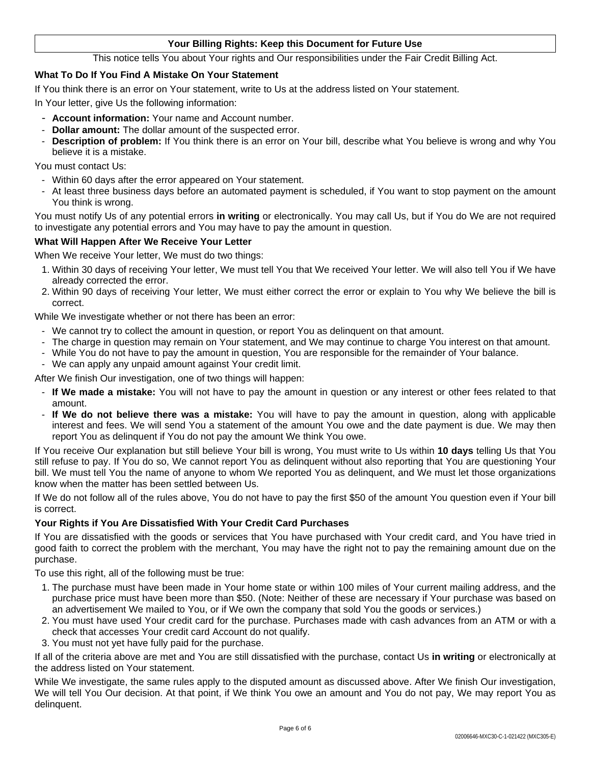## Your Billing Rights: Keep this Document for Future Use

This notice tells You about Your rights and Our responsibilities under the Fair Credit Billing Act.

### What To Do If You Find A Mistake On Your Statement

If You think there is an error on Your statement, write to Us at the address listed on Your statement.

In Your letter, give Us the following information:

- **Account information:** Your name and Account number.
- **Dollar amount:** The dollar amount of the suspected error.
- **Description of problem:** If You think there is an error on Your bill, describe what You believe is wrong and why You believe it is a mistake.

You must contact Us:

- Within 60 days after the error appeared on Your statement.
- At least three business days before an automated payment is scheduled, if You want to stop payment on the amount You think is wrong.

You must notify Us of any potential errors **in writing** or electronically. You may call Us, but if You do We are not required to investigate any potential errors and You may have to pay the amount in question.

### What Will Happen After We Receive Your Letter

When We receive Your letter, We must do two things:

1. Within 30 days of receiving Your letter, We must tell You that We received Your letter. We will also tell You if We have already corrected the error.
2. Within 90 days of receiving Your letter, We must either correct the error or explain to You why We believe the bill is correct.

While We investigate whether or not there has been an error:

- We cannot try to collect the amount in question, or report You as delinquent on that amount.
- The charge in question may remain on Your statement, and We may continue to charge You interest on that amount.
- While You do not have to pay the amount in question, You are responsible for the remainder of Your balance.
- We can apply any unpaid amount against Your credit limit.

After We finish Our investigation, one of two things will happen:

- **If We made a mistake:** You will not have to pay the amount in question or any interest or other fees related to that amount.
- **If We do not believe there was a mistake:** You will have to pay the amount in question, along with applicable interest and fees. We will send You a statement of the amount You owe and the date payment is due. We may then report You as delinquent if You do not pay the amount We think You owe.

If You receive Our explanation but still believe Your bill is wrong, You must write to Us within **10 days** telling Us that You still refuse to pay. If You do so, We cannot report You as delinquent without also reporting that You are questioning Your bill. We must tell You the name of anyone to whom We reported You as delinquent, and We must let those organizations know when the matter has been settled between Us.

If We do not follow all of the rules above, You do not have to pay the first $50 of the amount You question even if Your bill is correct.

### Your Rights if You Are Dissatisfied With Your Credit Card Purchases

If You are dissatisfied with the goods or services that You have purchased with Your credit card, and You have tried in good faith to correct the problem with the merchant, You may have the right not to pay the remaining amount due on the purchase.

To use this right, all of the following must be true:

1. The purchase must have been made in Your home state or within 100 miles of Your current mailing address, and the purchase price must have been more than $50. (Note: Neither of these are necessary if Your purchase was based on an advertisement We mailed to You, or if We own the company that sold You the goods or services.)
2. You must have used Your credit card for the purchase. Purchases made with cash advances from an ATM or with a check that accesses Your credit card Account do not qualify.
3. You must not yet have fully paid for the purchase.

If all of the criteria above are met and You are still dissatisfied with the purchase, contact Us **in writing** or electronically at the address listed on Your statement.

While We investigate, the same rules apply to the disputed amount as discussed above. After We finish Our investigation, We will tell You Our decision. At that point, if We think You owe an amount and You do not pay, We may report You as delinquent.

02006646-MXC30-C-1-021422 (MXC305-E)